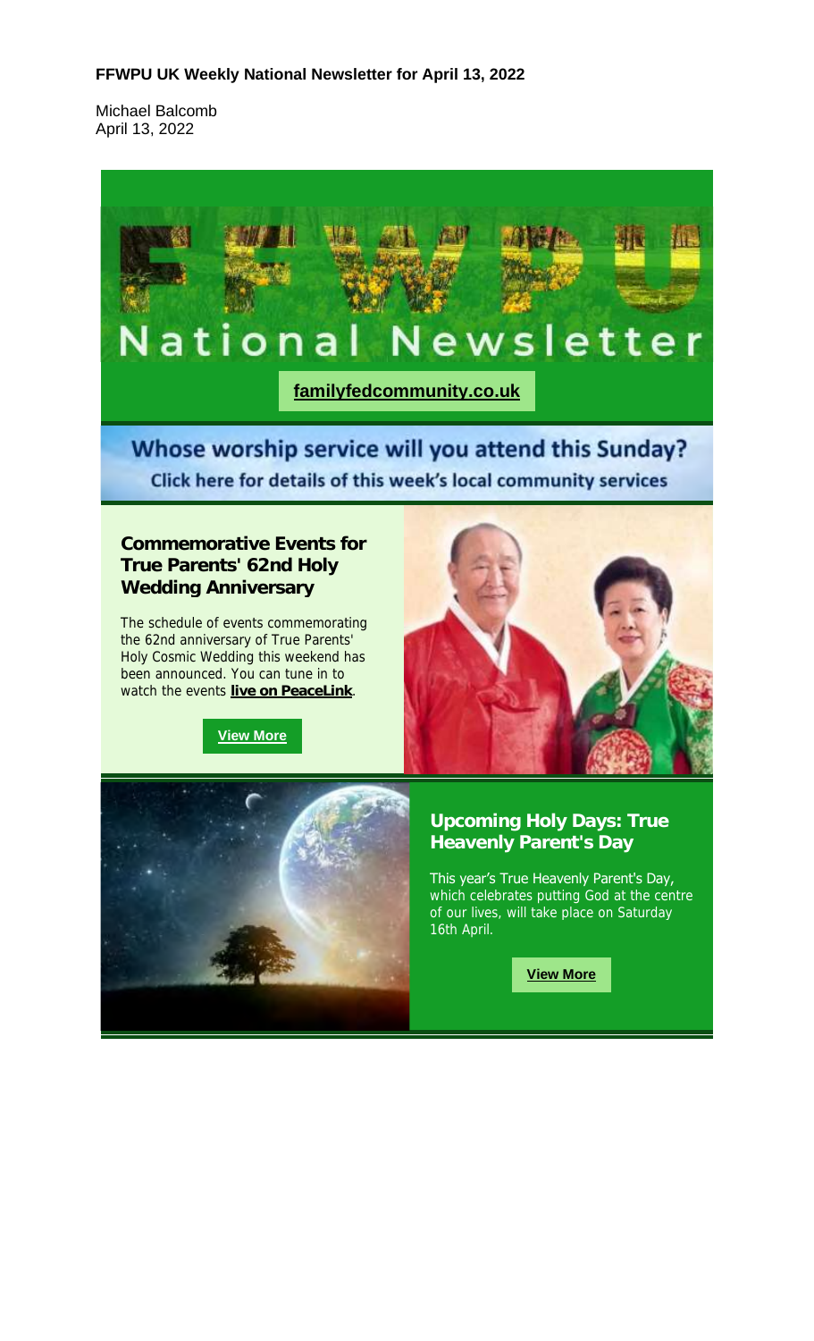**FFWPU UK Weekly National Newsletter for April 13, 2022**

Michael Balcomb
April 13, 2022

# National Newsletter

**familyfedcommunity.co.uk**

## Whose worship service will you attend this Sunday?

Click here for details of this week's local community services

### Commemorative Events for True Parents' 62nd Holy Wedding Anniversary

The schedule of events commemorating the 62nd anniversary of True Parents' Holy Cosmic Wedding this weekend has been announced. You can tune in to watch the events **live on PeaceLink**.

**View More**

### Upcoming Holy Days: True Heavenly Parent's Day

This year's True Heavenly Parent's Day, which celebrates putting God at the centre of our lives, will take place on Saturday 16th April.

**View More**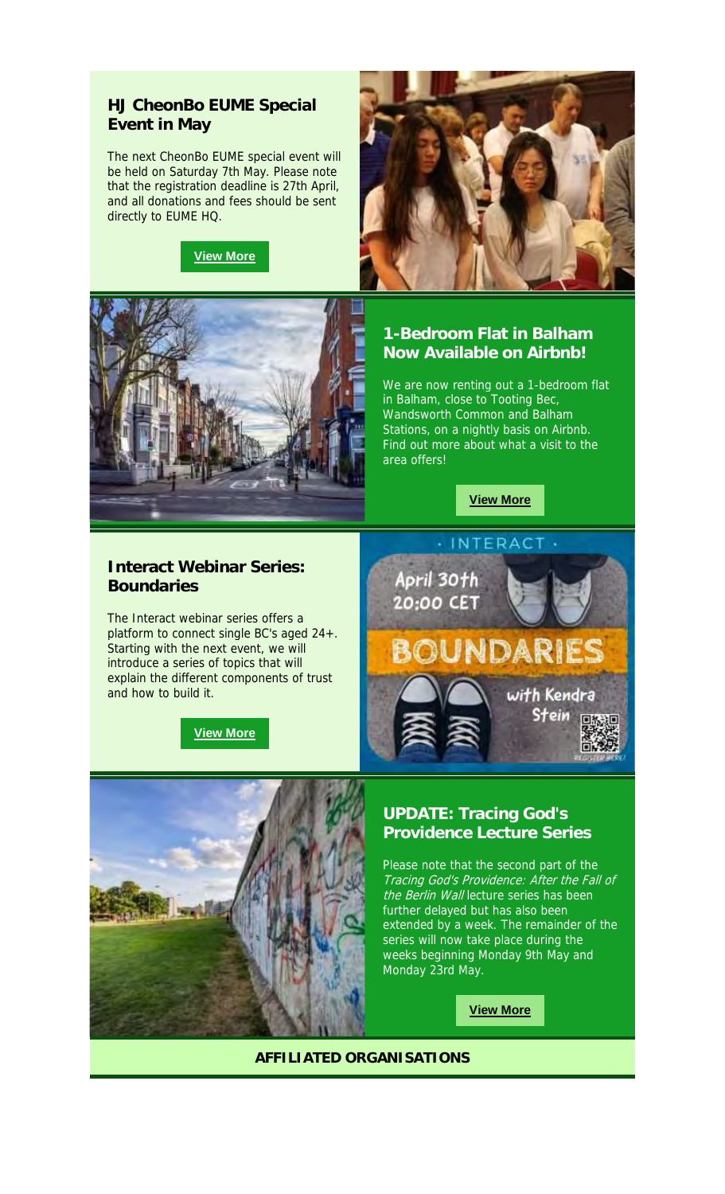## HJ CheonBo EUME Special Event in May

The next CheonBo EUME special event will be held on Saturday 7th May. Please note that the registration deadline is 27th April, and all donations and fees should be sent directly to EUME HQ.

**View More**

## 1-Bedroom Flat in Balham Now Available on Airbnb!

We are now renting out a 1-bedroom flat in Balham, close to Tooting Bec, Wandsworth Common and Balham Stations, on a nightly basis on Airbnb. Find out more about what a visit to the area offers!

**View More**

## Interact Webinar Series: Boundaries

The Interact webinar series offers a platform to connect single BC's aged 24+. Starting with the next event, we will introduce a series of topics that will explain the different components of trust and how to build it.

**View More**

## UPDATE: Tracing God's Providence Lecture Series

Please note that the second part of the *Tracing God's Providence: After the Fall of the Berlin Wall* lecture series has been further delayed but has also been extended by a week. The remainder of the series will now take place during the weeks beginning Monday 9th May and Monday 23rd May.

**View More**

**AFFILIATED ORGANISATIONS**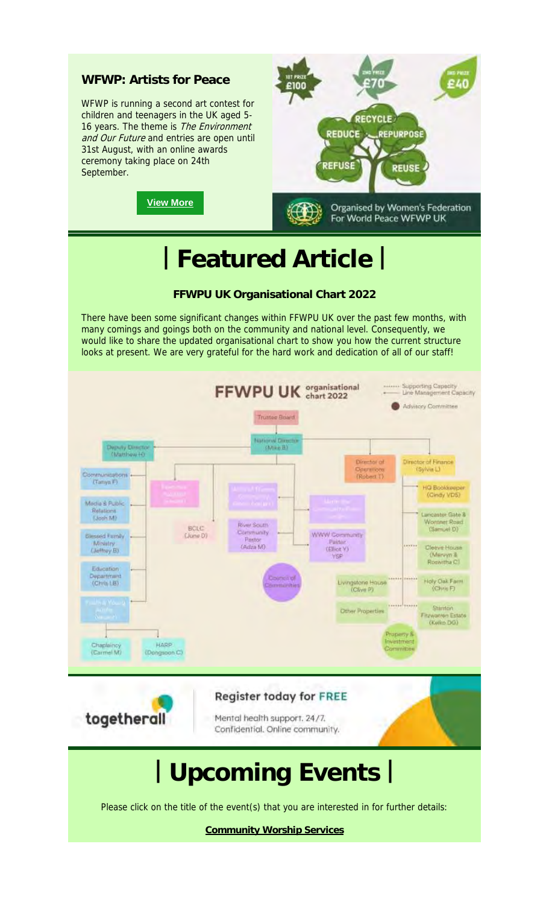**WFWP: Artists for Peace**

WFWP is running a second art contest for children and teenagers in the UK aged 5-16 years. The theme is *The Environment and Our Future* and entries are open until 31st August, with an online awards ceremony taking place on 24th September.

**View More**

1ST PRIZE £100 · 2ND PRIZE £70 · 3RD PRIZE £40

RECYCLE · REDUCE · REPURPOSE · REFUSE · REUSE

Organised by Women's Federation For World Peace WFWP UK

# | Featured Article |

**FFWPU UK Organisational Chart 2022**

There have been some significant changes within FFWPU UK over the past few months, with many comings and goings both on the community and national level. Consequently, we would like to share the updated organisational chart to show you how the current structure looks at present. We are very grateful for the hard work and dedication of all of our staff!

**FFWPU UK organisational chart 2022**

Supporting Capacity · Line Management Capacity · Advisory Committee

- Trustee Board
- National Director (Mike B)
- Deputy Director (Matthew H)
- Communications (Tanya F)
- Media & Public Relations (Josh M)
- Blessed Family Ministry (Jeffrey B)
- Education Department (Chris LB)
- Youth & Young Adults (Vacant)
- Chaplaincy (Carmel M)
- HARP (Dongsoon C)
- Executive Assistant (Vacant)
- BCLC (June D)
- River South Community Pastor (Adza M)
- WWW Community Pastor (Elliot Y) YSP
- Council of Communities
- Director of Operations (Robert T)
- Director of Finance (Sylvia L)
- HQ Bookkeeper (Cindy VDS)
- Lancaster Gate & Wontner Road (Samuel D)
- Cleeve House (Mervyn & Roswitha C)
- Livingstone House (Clive P)
- Holy Oak Farm (Chris F)
- Other Properties
- Stanton Fitzwarren Estate (Keiko DG)
- Property & Investment Committee

**togetherall** — Register today for FREE. Mental health support. 24/7. Confidential. Online community.

# | Upcoming Events |

Please click on the title of the event(s) that you are interested in for further details:

**Community Worship Services**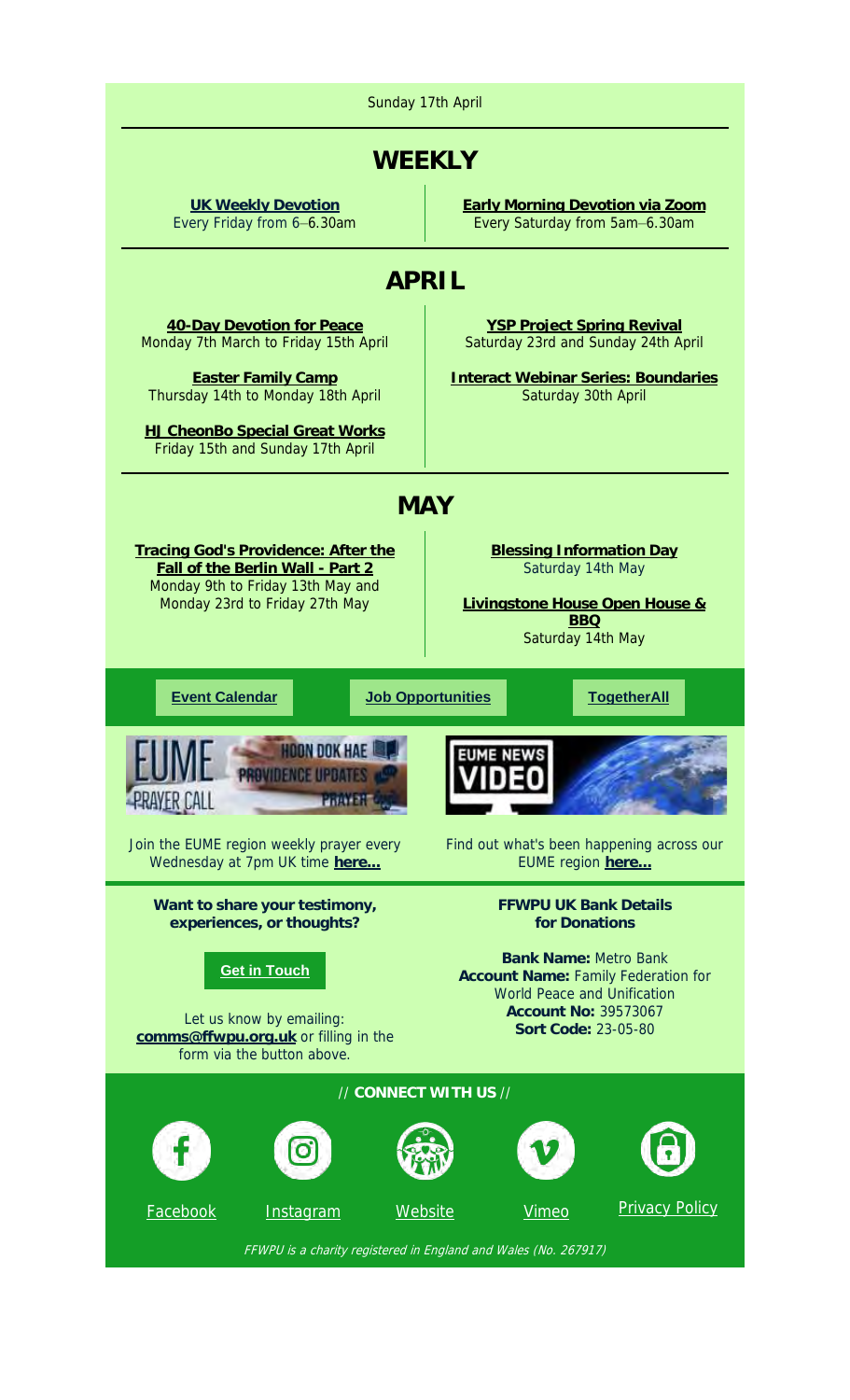Sunday 17th April

## WEEKLY

**UK Weekly Devotion**
Every Friday from 6–6.30am

**Early Morning Devotion via Zoom**
Every Saturday from 5am–6.30am

## APRIL

**40-Day Devotion for Peace**
Monday 7th March to Friday 15th April

**Easter Family Camp**
Thursday 14th to Monday 18th April

**HJ CheonBo Special Great Works**
Friday 15th and Sunday 17th April

**YSP Project Spring Revival**
Saturday 23rd and Sunday 24th April

**Interact Webinar Series: Boundaries**
Saturday 30th April

## MAY

**Tracing God's Providence: After the Fall of the Berlin Wall - Part 2**
Monday 9th to Friday 13th May and Monday 23rd to Friday 27th May

**Blessing Information Day**
Saturday 14th May

**Livingstone House Open House & BBQ**
Saturday 14th May

**Event Calendar** | **Job Opportunities** | **TogetherAll**

Join the EUME region weekly prayer every Wednesday at 7pm UK time **here...**

Find out what's been happening across our EUME region **here...**

**Want to share your testimony, experiences, or thoughts?**

**Get in Touch**

Let us know by emailing: **comms@ffwpu.org.uk** or filling in the form via the button above.

**FFWPU UK Bank Details for Donations**

**Bank Name:** Metro Bank
**Account Name:** Family Federation for World Peace and Unification
**Account No:** 39573067
**Sort Code:** 23-05-80

// **CONNECT WITH US** //

Facebook | Instagram | Website | Vimeo | Privacy Policy

*FFWPU is a charity registered in England and Wales (No. 267917)*